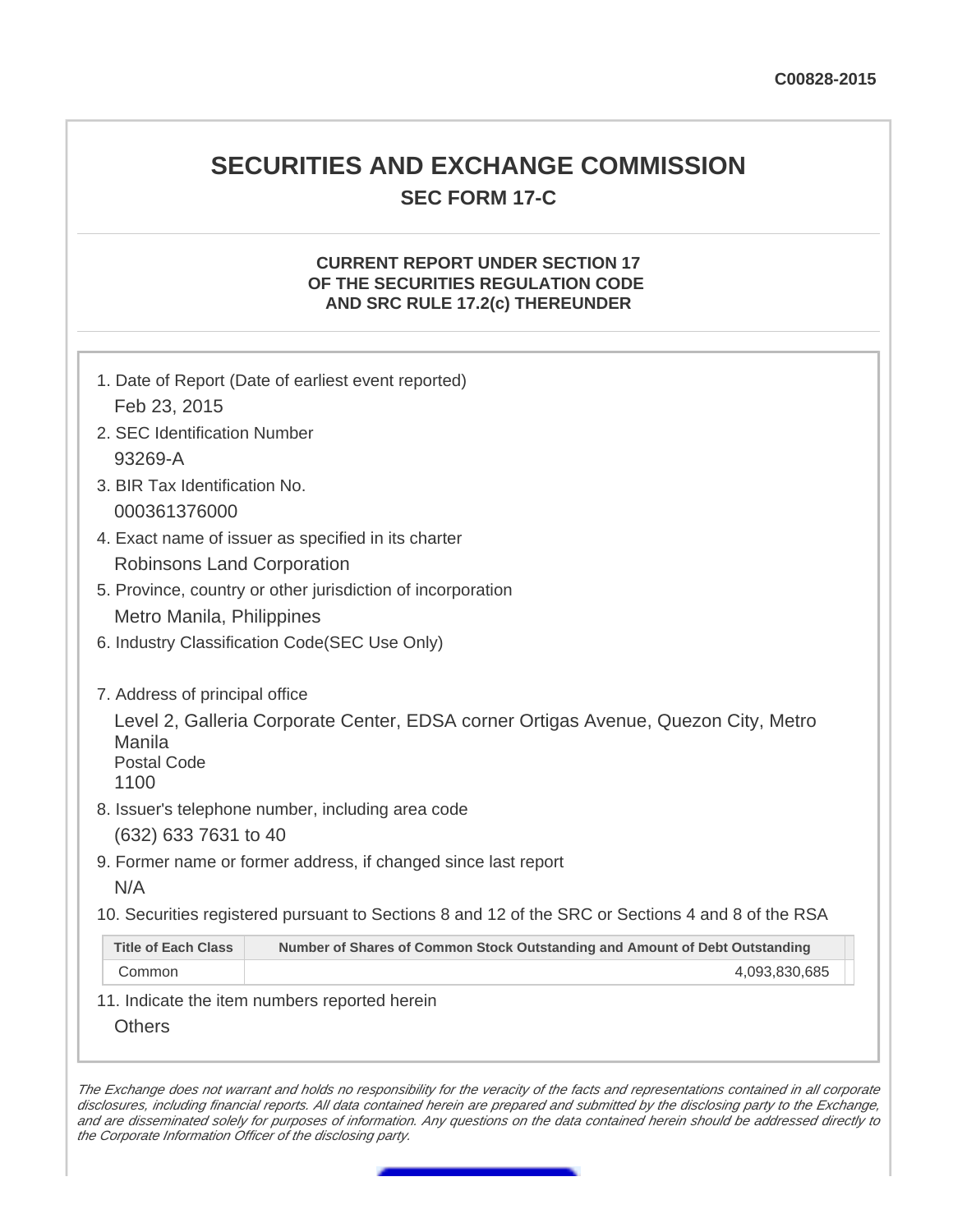C00828-2015

# SECURITIES AND EXCHANGE COMMISSION

## SEC FORM 17-C

### CURRENT REPORT UNDER SECTION 17 OF THE SECURITIES REGULATION CODE AND SRC RULE 17.2(c) THEREUNDER

1. Date of Report (Date of earliest event reported)

   Feb 23, 2015

2. SEC Identification Number

   93269-A

3. BIR Tax Identification No.

   000361376000

4. Exact name of issuer as specified in its charter

   Robinsons Land Corporation

5. Province, country or other jurisdiction of incorporation

   Metro Manila, Philippines

6. Industry Classification Code(SEC Use Only)

7. Address of principal office

   Level 2, Galleria Corporate Center, EDSA corner Ortigas Avenue, Quezon City, Metro Manila
   Postal Code
   1100

8. Issuer's telephone number, including area code

   (632) 633 7631 to 40

9. Former name or former address, if changed since last report

   N/A

10. Securities registered pursuant to Sections 8 and 12 of the SRC or Sections 4 and 8 of the RSA

| Title of Each Class | Number of Shares of Common Stock Outstanding and Amount of Debt Outstanding |
|---|---|
| Common | 4,093,830,685 |

11. Indicate the item numbers reported herein

    Others

*The Exchange does not warrant and holds no responsibility for the veracity of the facts and representations contained in all corporate disclosures, including financial reports. All data contained herein are prepared and submitted by the disclosing party to the Exchange, and are disseminated solely for purposes of information. Any questions on the data contained herein should be addressed directly to the Corporate Information Officer of the disclosing party.*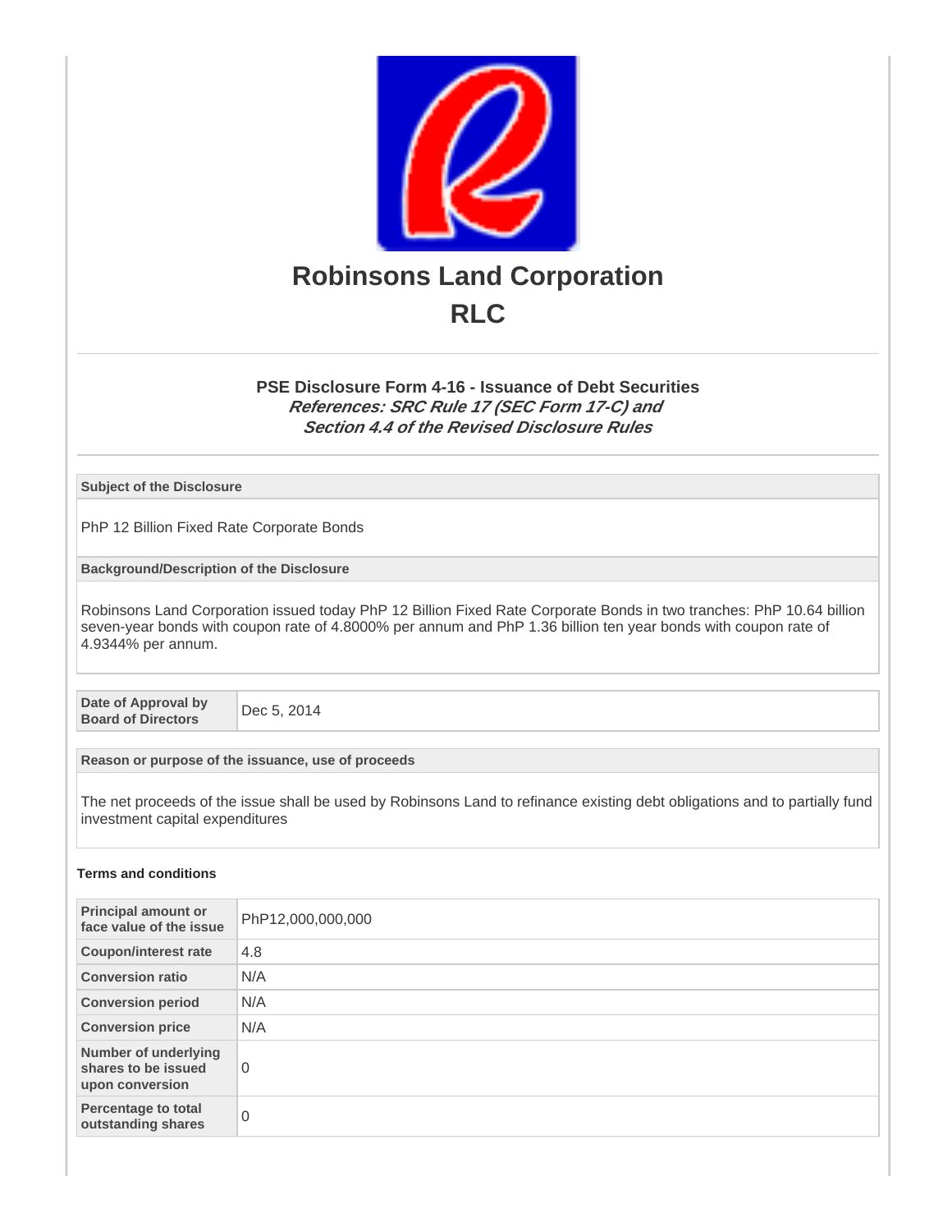# Robinsons Land Corporation

# RLC

### PSE Disclosure Form 4-16 - Issuance of Debt Securities

***References: SRC Rule 17 (SEC Form 17-C) and Section 4.4 of the Revised Disclosure Rules***

| Subject of the Disclosure |
|---|
| PhP 12 Billion Fixed Rate Corporate Bonds |

| Background/Description of the Disclosure |
|---|
| Robinsons Land Corporation issued today PhP 12 Billion Fixed Rate Corporate Bonds in two tranches: PhP 10.64 billion seven-year bonds with coupon rate of 4.8000% per annum and PhP 1.36 billion ten year bonds with coupon rate of 4.9344% per annum. |

| Date of Approval by Board of Directors | Dec 5, 2014 |
|---|---|

| Reason or purpose of the issuance, use of proceeds |
|---|
| The net proceeds of the issue shall be used by Robinsons Land to refinance existing debt obligations and to partially fund investment capital expenditures |

**Terms and conditions**

| Principal amount or face value of the issue | PhP12,000,000,000 |
|---|---|
| Coupon/interest rate | 4.8 |
| Conversion ratio | N/A |
| Conversion period | N/A |
| Conversion price | N/A |
| Number of underlying shares to be issued upon conversion | 0 |
| Percentage to total outstanding shares | 0 |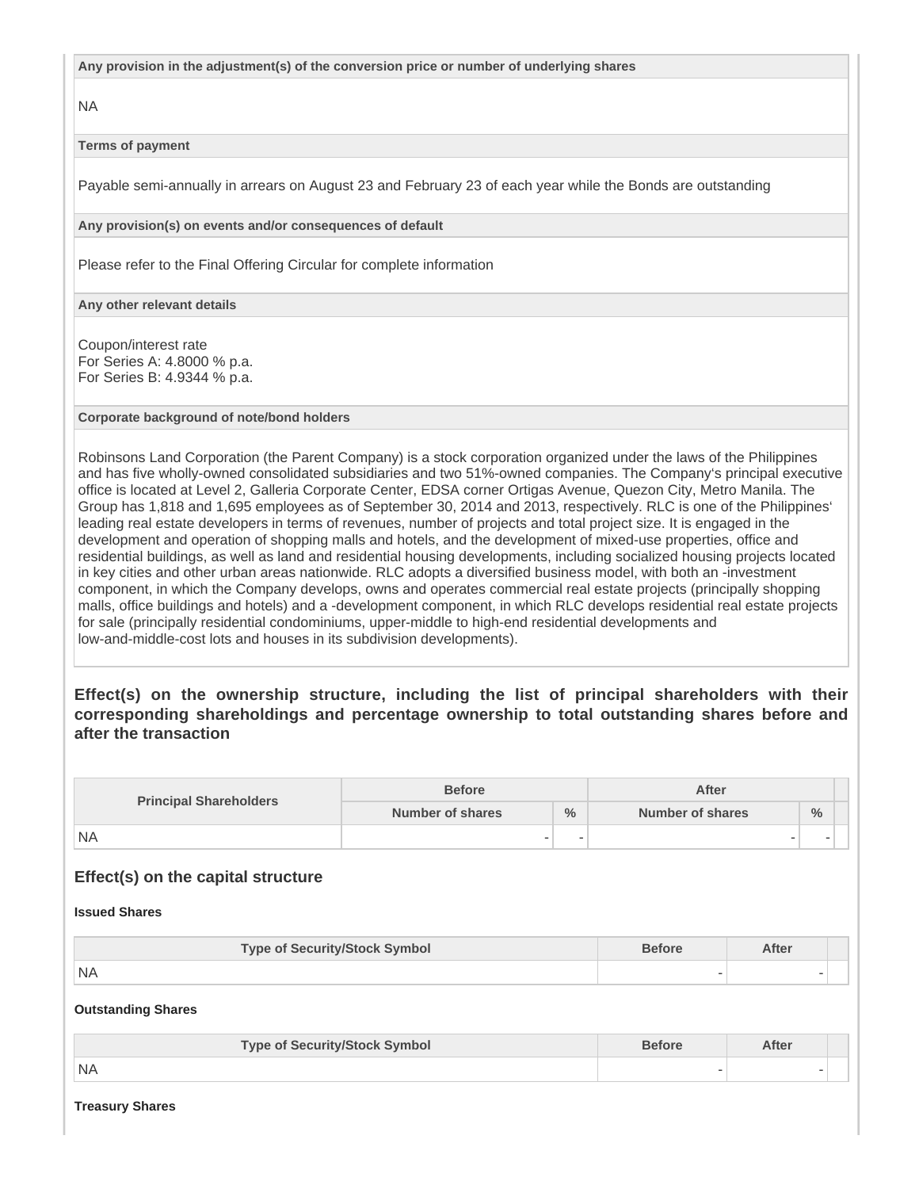**Any provision in the adjustment(s) of the conversion price or number of underlying shares**

NA

**Terms of payment**

Payable semi-annually in arrears on August 23 and February 23 of each year while the Bonds are outstanding

**Any provision(s) on events and/or consequences of default**

Please refer to the Final Offering Circular for complete information

**Any other relevant details**

Coupon/interest rate
For Series A: 4.8000 % p.a.
For Series B: 4.9344 % p.a.

**Corporate background of note/bond holders**

Robinsons Land Corporation (the Parent Company) is a stock corporation organized under the laws of the Philippines and has five wholly-owned consolidated subsidiaries and two 51%-owned companies. The Company's principal executive office is located at Level 2, Galleria Corporate Center, EDSA corner Ortigas Avenue, Quezon City, Metro Manila. The Group has 1,818 and 1,695 employees as of September 30, 2014 and 2013, respectively. RLC is one of the Philippines' leading real estate developers in terms of revenues, number of projects and total project size. It is engaged in the development and operation of shopping malls and hotels, and the development of mixed-use properties, office and residential buildings, as well as land and residential housing developments, including socialized housing projects located in key cities and other urban areas nationwide. RLC adopts a diversified business model, with both an -investment component, in which the Company develops, owns and operates commercial real estate projects (principally shopping malls, office buildings and hotels) and a -development component, in which RLC develops residential real estate projects for sale (principally residential condominiums, upper-middle to high-end residential developments and low-and-middle-cost lots and houses in its subdivision developments).

### Effect(s) on the ownership structure, including the list of principal shareholders with their corresponding shareholdings and percentage ownership to total outstanding shares before and after the transaction

| Principal Shareholders | Before | | After | |
|---|---|---|---|---|
| | Number of shares | % | Number of shares | % |
| NA | - | - | - | - |

### Effect(s) on the capital structure

**Issued Shares**

| Type of Security/Stock Symbol | Before | After |
|---|---|---|
| NA | - | - |

**Outstanding Shares**

| Type of Security/Stock Symbol | Before | After |
|---|---|---|
| NA | - | - |

**Treasury Shares**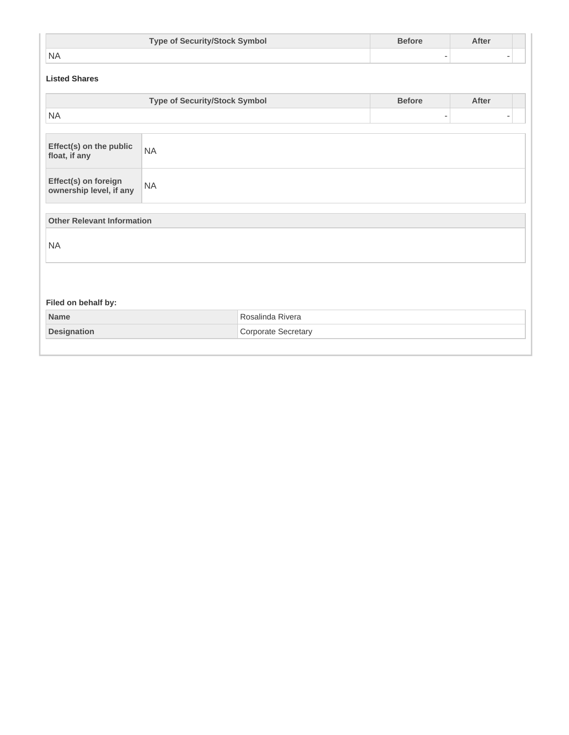| Type of Security/Stock Symbol | Before | After | |
|---|---|---|---|
| NA | - | - | |

**Listed Shares**

| Type of Security/Stock Symbol | Before | After | |
|---|---|---|---|
| NA | - | - | |

| | |
|---|---|
| **Effect(s) on the public float, if any** | NA |
| **Effect(s) on foreign ownership level, if any** | NA |

| Other Relevant Information |
|---|
| NA |

**Filed on behalf by:**

| | |
|---|---|
| **Name** | Rosalinda Rivera |
| **Designation** | Corporate Secretary |